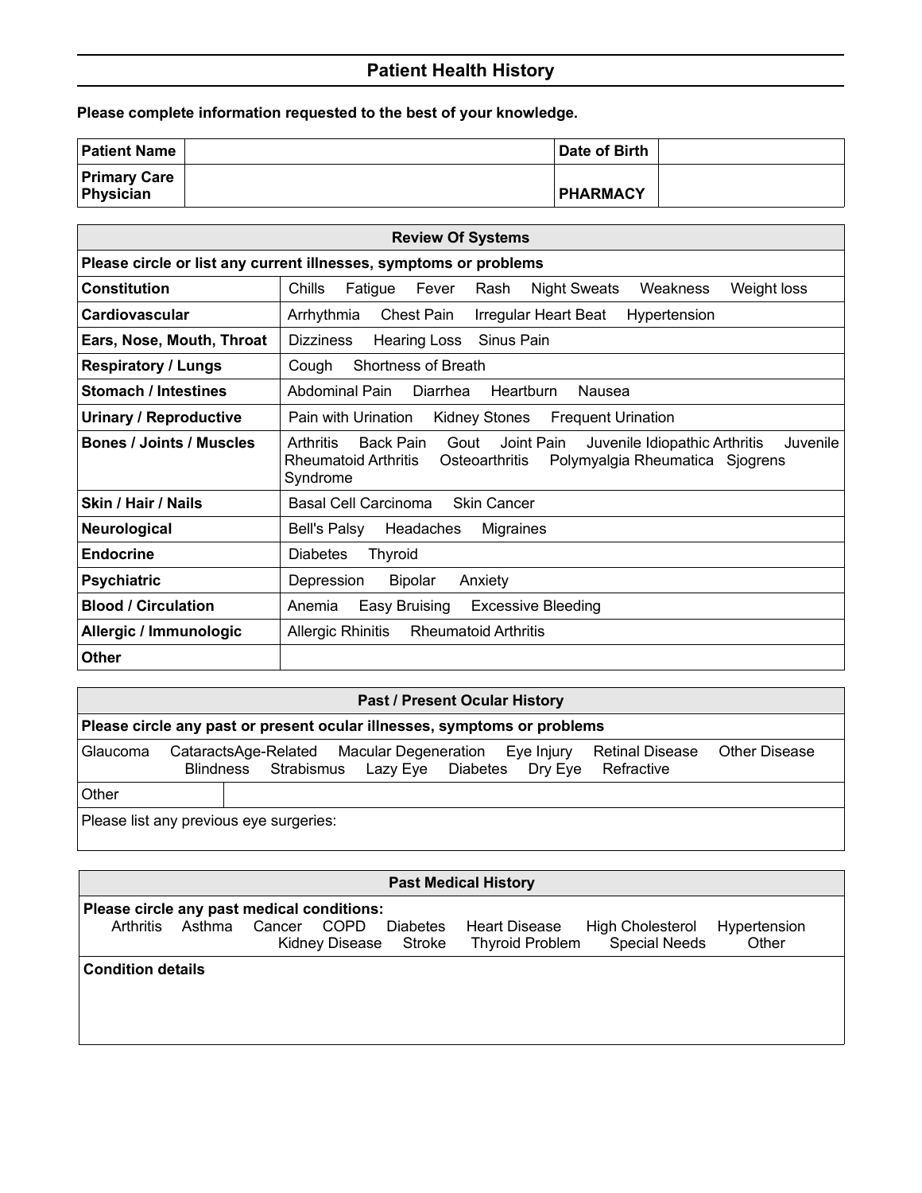## Patient Health History

**Please complete information requested to the best of your knowledge.**

| **Patient Name** | | **Date of Birth** | |
|---|---|---|---|
| **Primary Care Physician** | | **PHARMACY** | |

| **Review Of Systems** | |
|---|---|
| **Please circle or list any current illnesses, symptoms or problems** | |
| **Constitution** | Chills Fatigue Fever Rash Night Sweats Weakness Weight loss |
| **Cardiovascular** | Arrhythmia Chest Pain Irregular Heart Beat Hypertension |
| **Ears, Nose, Mouth, Throat** | Dizziness Hearing Loss Sinus Pain |
| **Respiratory / Lungs** | Cough Shortness of Breath |
| **Stomach / Intestines** | Abdominal Pain Diarrhea Heartburn Nausea |
| **Urinary / Reproductive** | Pain with Urination Kidney Stones Frequent Urination |
| **Bones / Joints / Muscles** | Arthritis Back Pain Gout Joint Pain Juvenile Idiopathic Arthritis Juvenile Rheumatoid Arthritis Osteoarthritis Polymyalgia Rheumatica Sjogrens Syndrome |
| **Skin / Hair / Nails** | Basal Cell Carcinoma Skin Cancer |
| **Neurological** | Bell's Palsy Headaches Migraines |
| **Endocrine** | Diabetes Thyroid |
| **Psychiatric** | Depression Bipolar Anxiety |
| **Blood / Circulation** | Anemia Easy Bruising Excessive Bleeding |
| **Allergic / Immunologic** | Allergic Rhinitis Rheumatoid Arthritis |
| **Other** | |

| **Past / Present Ocular History** | |
|---|---|
| **Please circle any past or present ocular illnesses, symptoms or problems** | |
| Glaucoma CataractsAge-Related Macular Degeneration Eye Injury Retinal Disease Other Disease Blindness Strabismus Lazy Eye Diabetes Dry Eye Refractive | |
| Other | |
| Please list any previous eye surgeries: | |

| **Past Medical History** |
|---|
| **Please circle any past medical conditions:** Arthritis Asthma Cancer COPD Diabetes Heart Disease High Cholesterol Hypertension Kidney Disease Stroke Thyroid Problem Special Needs Other |
| **Condition details** |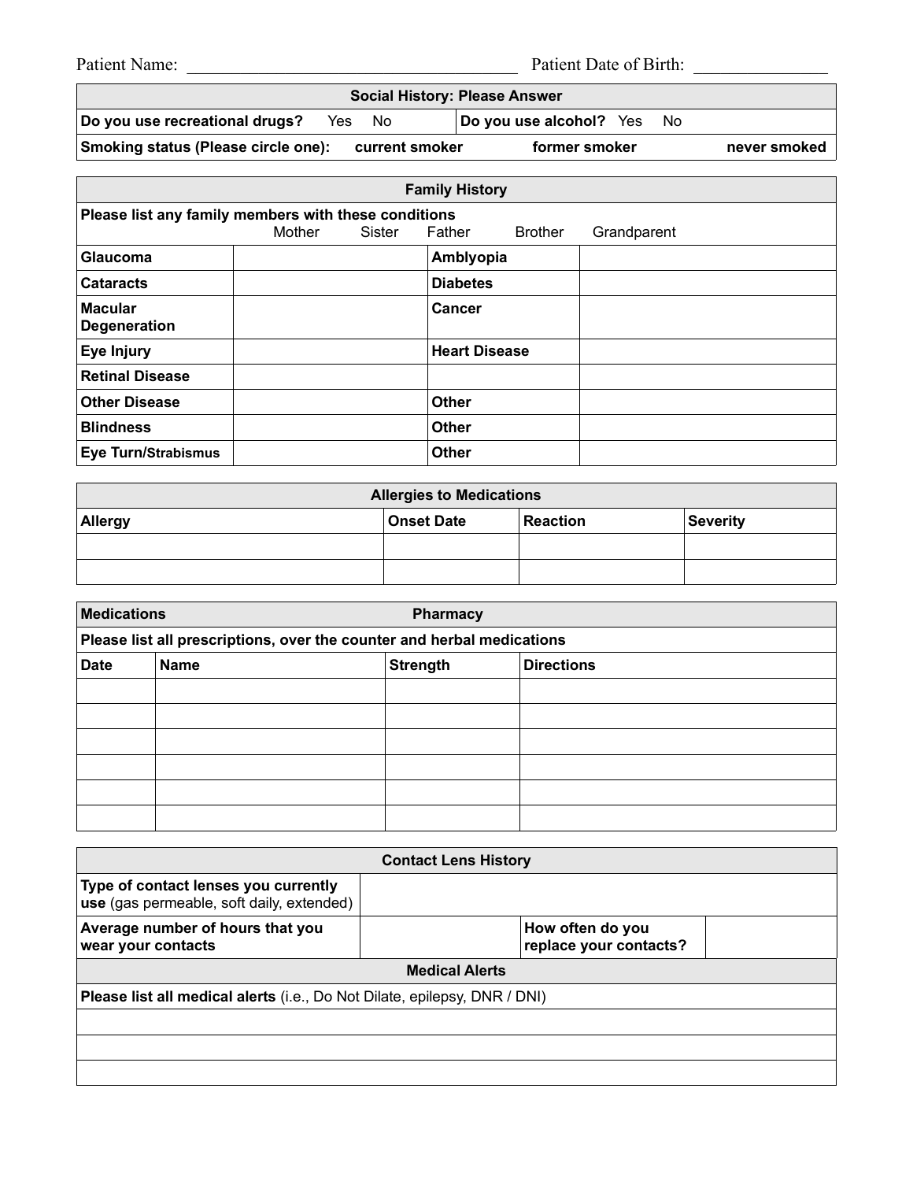Patient Name: ____________________________________ Patient Date of Birth: _______________

| Social History: Please Answer | |
|---|---|
| **Do you use recreational drugs?** Yes No | **Do you use alcohol?** Yes No |
| **Smoking status (Please circle one):** **current smoker** **former smoker** **never smoked** | |

| Family History | | | |
|---|---|---|---|
| **Please list any family members with these conditions** Mother Sister Father Brother Grandparent | | | |
| **Glaucoma** | | **Amblyopia** | |
| **Cataracts** | | **Diabetes** | |
| **Macular Degeneration** | | **Cancer** | |
| **Eye Injury** | | **Heart Disease** | |
| **Retinal Disease** | | | |
| **Other Disease** | | **Other** | |
| **Blindness** | | **Other** | |
| **Eye Turn/Strabismus** | | **Other** | |

| Allergies to Medications | | | |
|---|---|---|---|
| **Allergy** | **Onset Date** | **Reaction** | **Severity** |
| | | | |
| | | | |

| **Medications** | **Pharmacy** | | |
|---|---|---|---|
| **Please list all prescriptions, over the counter and herbal medications** | | | |
| **Date** | **Name** | **Strength** | **Directions** |
| | | | |
| | | | |
| | | | |
| | | | |
| | | | |
| | | | |

| Contact Lens History | | | |
|---|---|---|---|
| **Type of contact lenses you currently use** (gas permeable, soft daily, extended) | | | |
| **Average number of hours that you wear your contacts** | | **How often do you replace your contacts?** | |
| **Medical Alerts** | | | |
| **Please list all medical alerts** (i.e., Do Not Dilate, epilepsy, DNR / DNI) | | | |
| | | | |
| | | | |
| | | | |